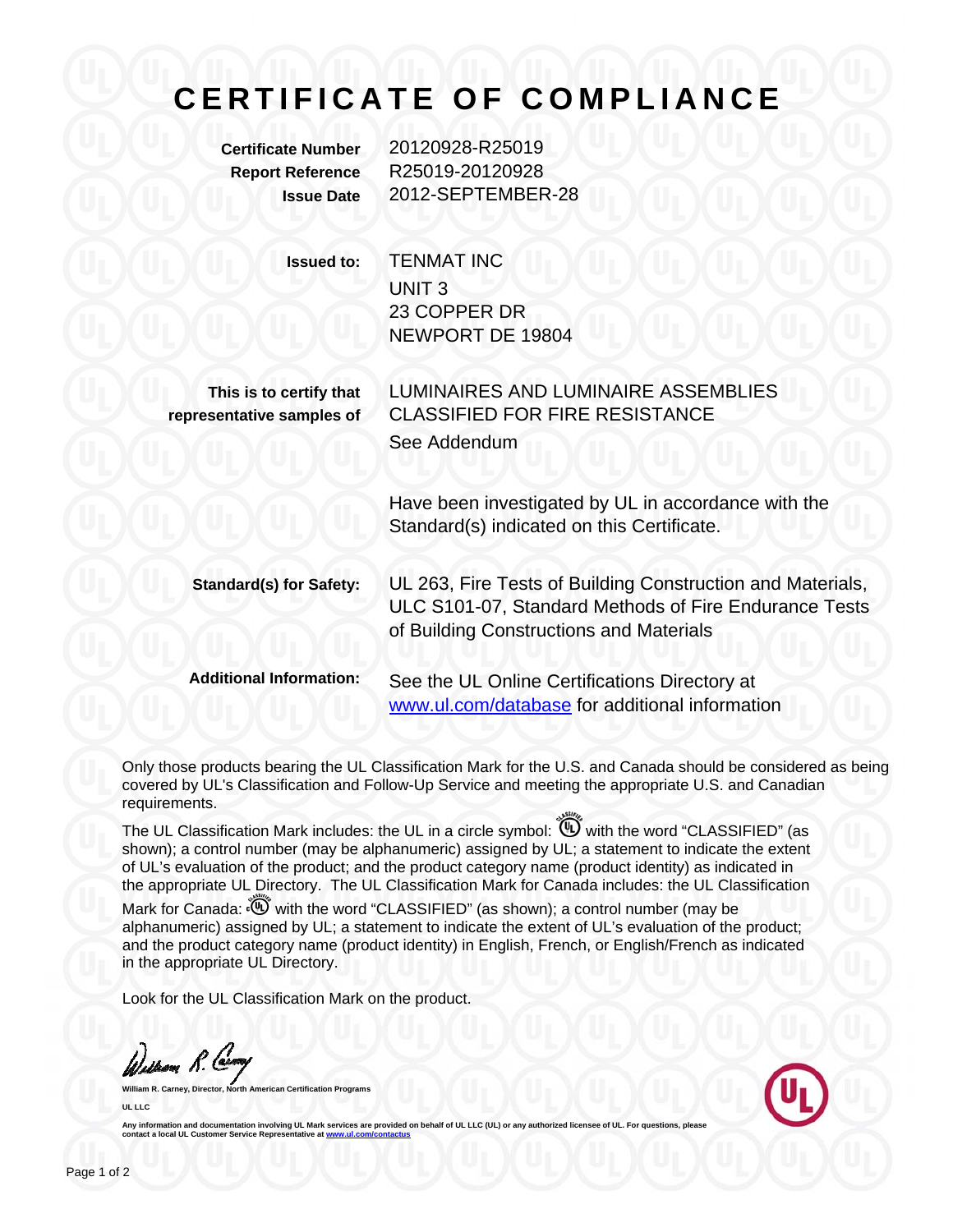# CERTIFICATE OF COMPLIANCE

**Certificate Number** 20120928-R25019
**Report Reference** R25019-20120928
**Issue Date** 2012-SEPTEMBER-28

**Issued to:** TENMAT INC
UNIT 3
23 COPPER DR
NEWPORT DE 19804

**This is to certify that representative samples of** LUMINAIRES AND LUMINAIRE ASSEMBLIES CLASSIFIED FOR FIRE RESISTANCE
See Addendum

Have been investigated by UL in accordance with the Standard(s) indicated on this Certificate.

**Standard(s) for Safety:** UL 263, Fire Tests of Building Construction and Materials, ULC S101-07, Standard Methods of Fire Endurance Tests of Building Constructions and Materials

**Additional Information:** See the UL Online Certifications Directory at www.ul.com/database for additional information

Only those products bearing the UL Classification Mark for the U.S. and Canada should be considered as being covered by UL's Classification and Follow-Up Service and meeting the appropriate U.S. and Canadian requirements.

The UL Classification Mark includes: the UL in a circle symbol: with the word "CLASSIFIED" (as shown); a control number (may be alphanumeric) assigned by UL; a statement to indicate the extent of UL's evaluation of the product; and the product category name (product identity) as indicated in the appropriate UL Directory. The UL Classification Mark for Canada includes: the UL Classification Mark for Canada: with the word "CLASSIFIED" (as shown); a control number (may be alphanumeric) assigned by UL; a statement to indicate the extent of UL's evaluation of the product; and the product category name (product identity) in English, French, or English/French as indicated in the appropriate UL Directory.

Look for the UL Classification Mark on the product.

**William R. Carney, Director, North American Certification Programs**

**UL LLC**

Any information and documentation involving UL Mark services are provided on behalf of UL LLC (UL) or any authorized licensee of UL. For questions, please contact a local UL Customer Service Representative at www.ul.com/contactus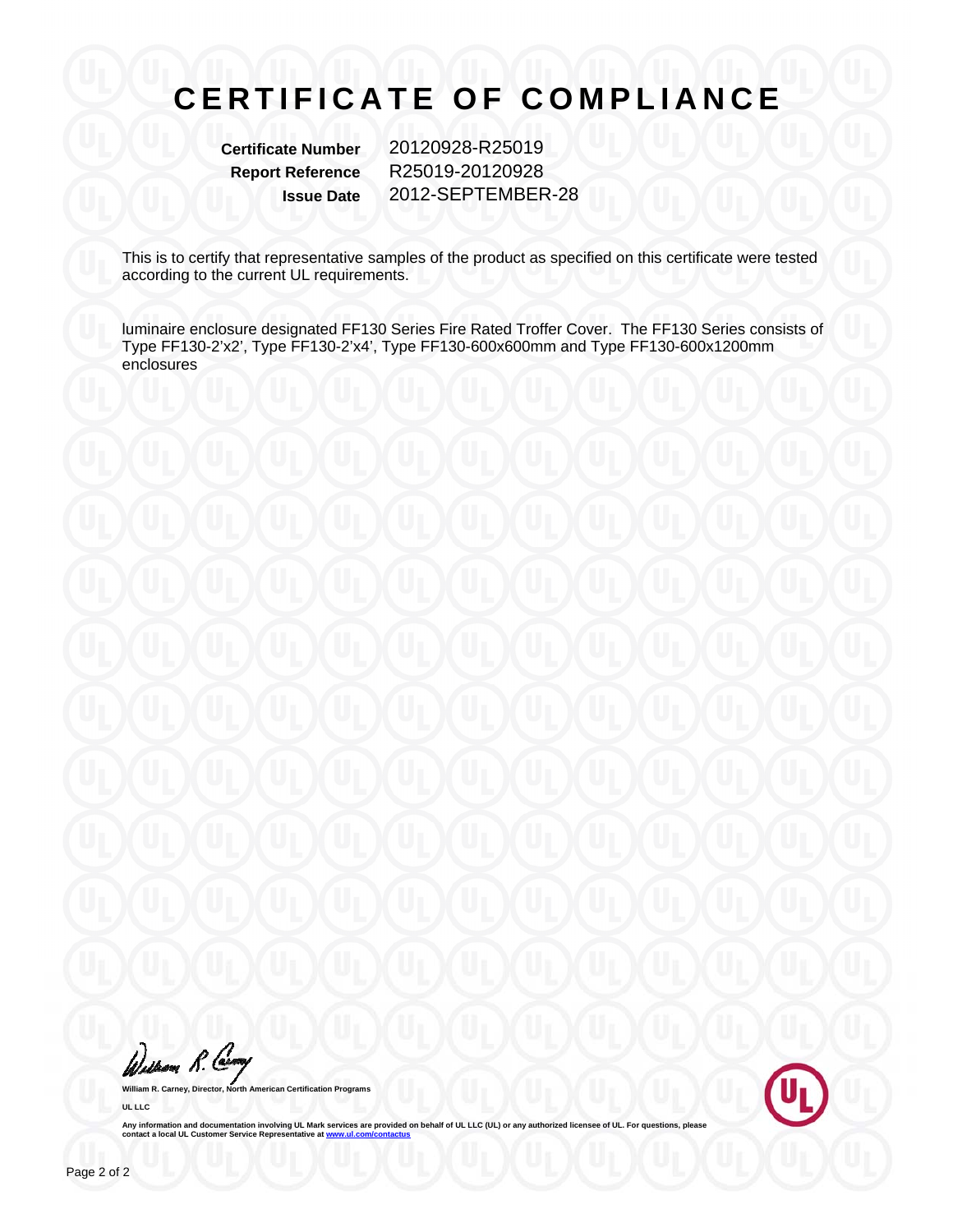# CERTIFICATE OF COMPLIANCE

**Certificate Number** 20120928-R25019
**Report Reference** R25019-20120928
**Issue Date** 2012-SEPTEMBER-28

This is to certify that representative samples of the product as specified on this certificate were tested according to the current UL requirements.

luminaire enclosure designated FF130 Series Fire Rated Troffer Cover. The FF130 Series consists of Type FF130-2'x2', Type FF130-2'x4', Type FF130-600x600mm and Type FF130-600x1200mm enclosures

**William R. Carney, Director, North American Certification Programs**

**UL LLC**

**Any information and documentation involving UL Mark services are provided on behalf of UL LLC (UL) or any authorized licensee of UL. For questions, please contact a local UL Customer Service Representative at www.ul.com/contactus**